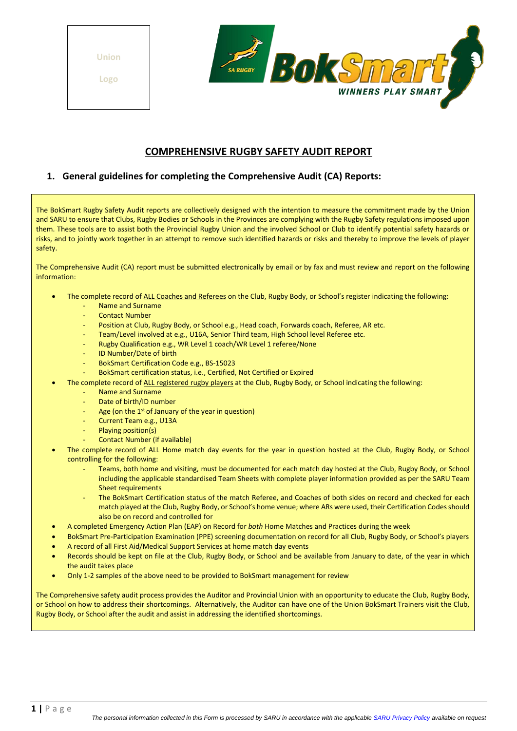Union

Logo

# COMPREHENSIVE RUGBY SAFETY AUDIT REPORT

## 1. General guidelines for completing the Comprehensive Audit (CA) Reports:

The BokSmart Rugby Safety Audit reports are collectively designed with the intention to measure the commitment made by the Union and SARU to ensure that Clubs, Rugby Bodies or Schools in the Provinces are complying with the Rugby Safety regulations imposed upon them. These tools are to assist both the Provincial Rugby Union and the involved School or Club to identify potential safety hazards or risks, and to jointly work together in an attempt to remove such identified hazards or risks and thereby to improve the levels of player safety.

The Comprehensive Audit (CA) report must be submitted electronically by email or by fax and must review and report on the following information:

- The complete record of ALL Coaches and Referees on the Club, Rugby Body, or School's register indicating the following:
    - Name and Surname
    - Contact Number
    - Position at Club, Rugby Body, or School e.g., Head coach, Forwards coach, Referee, AR etc.
    - Team/Level involved at e.g., U16A, Senior Third team, High School level Referee etc.
    - Rugby Qualification e.g., WR Level 1 coach/WR Level 1 referee/None
    - ID Number/Date of birth
    - BokSmart Certification Code e.g., BS-15023
    - BokSmart certification status, i.e., Certified, Not Certified or Expired
- The complete record of ALL registered rugby players at the Club, Rugby Body, or School indicating the following:
    - Name and Surname
    - Date of birth/ID number
    - Age (on the 1st of January of the year in question)
    - Current Team e.g., U13A
    - Playing position(s)
    - Contact Number (if available)
- The complete record of ALL Home match day events for the year in question hosted at the Club, Rugby Body, or School controlling for the following:
    - Teams, both home and visiting, must be documented for each match day hosted at the Club, Rugby Body, or School including the applicable standardised Team Sheets with complete player information provided as per the SARU Team Sheet requirements
    - The BokSmart Certification status of the match Referee, and Coaches of both sides on record and checked for each match played at the Club, Rugby Body, or School's home venue; where ARs were used, their Certification Codes should also be on record and controlled for
- A completed Emergency Action Plan (EAP) on Record for *both* Home Matches and Practices during the week
- BokSmart Pre-Participation Examination (PPE) screening documentation on record for all Club, Rugby Body, or School's players
- A record of all First Aid/Medical Support Services at home match day events
- Records should be kept on file at the Club, Rugby Body, or School and be available from January to date, of the year in which the audit takes place
- Only 1-2 samples of the above need to be provided to BokSmart management for review

The Comprehensive safety audit process provides the Auditor and Provincial Union with an opportunity to educate the Club, Rugby Body, or School on how to address their shortcomings. Alternatively, the Auditor can have one of the Union BokSmart Trainers visit the Club, Rugby Body, or School after the audit and assist in addressing the identified shortcomings.

*The personal information collected in this Form is processed by SARU in accordance with the applicable SARU Privacy Policy available on request*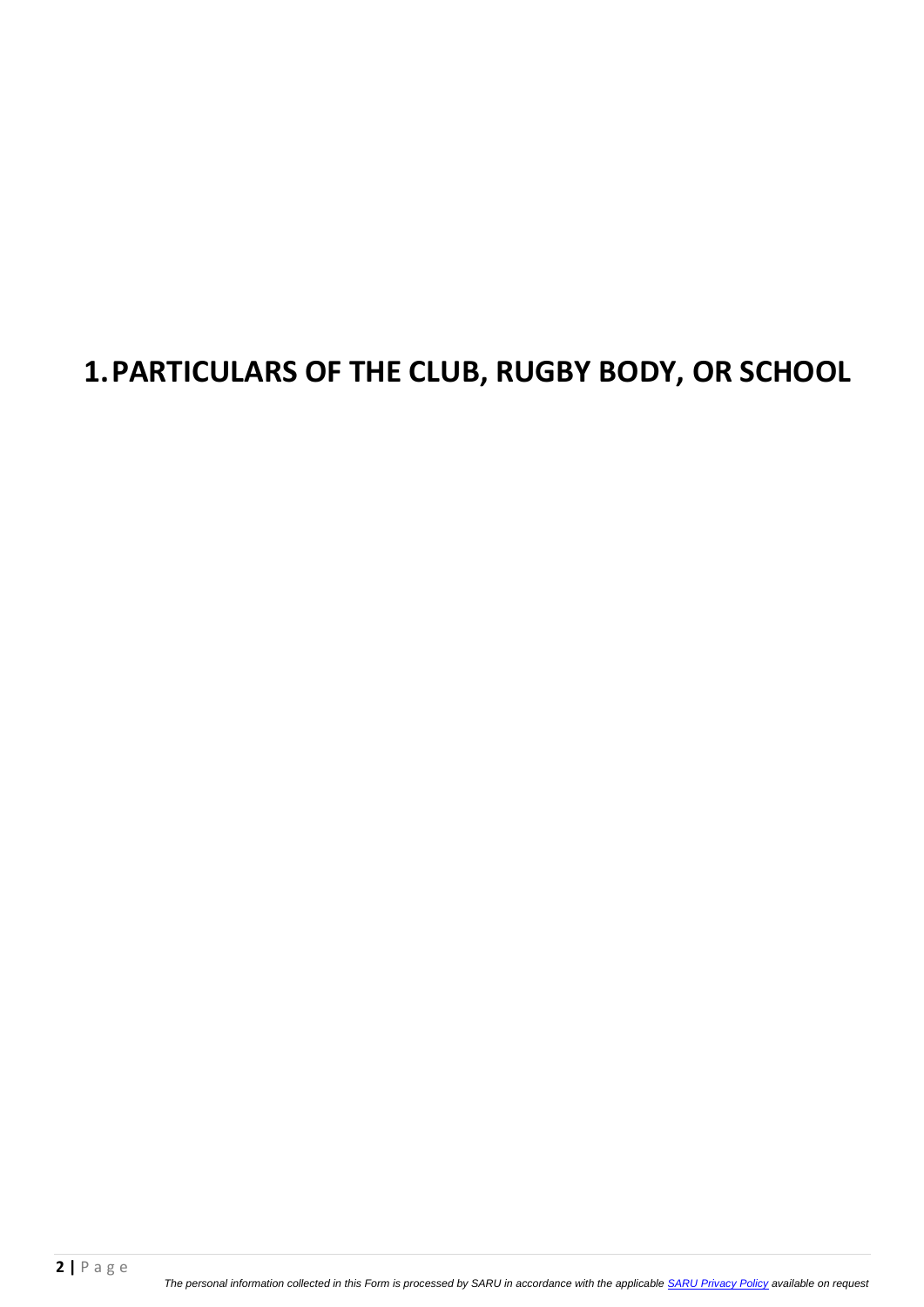# 1. PARTICULARS OF THE CLUB, RUGBY BODY, OR SCHOOL

*The personal information collected in this Form is processed by SARU in accordance with the applicable [SARU Privacy Policy] available on request*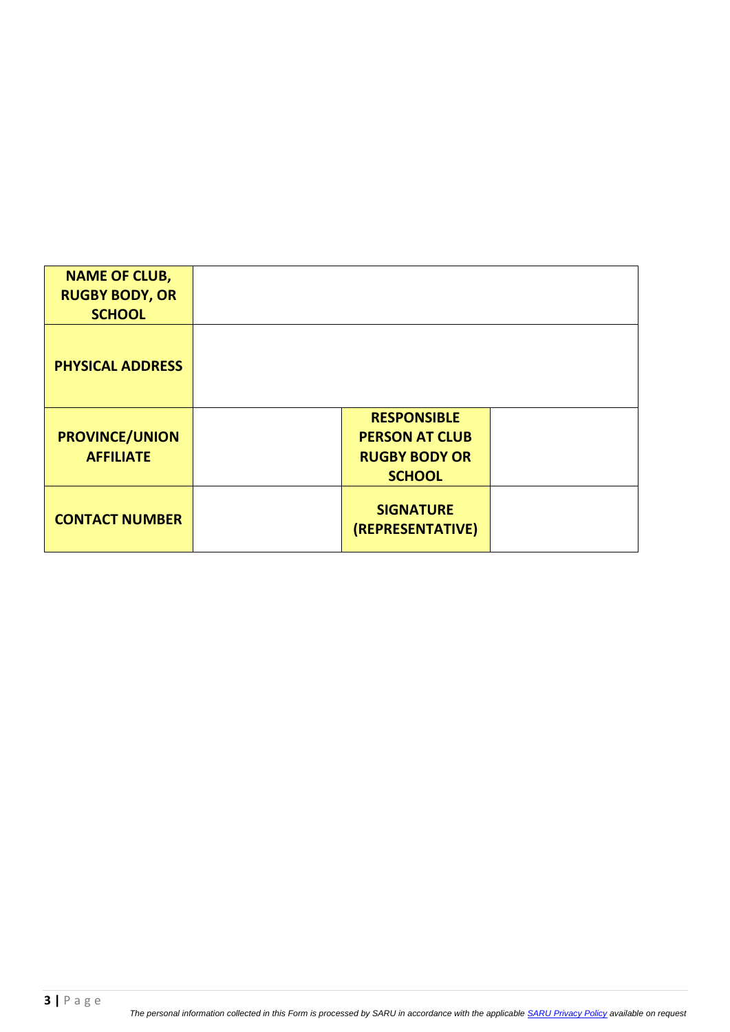| **NAME OF CLUB, RUGBY BODY, OR SCHOOL** | | | |
|---|---|---|---|
| **PHYSICAL ADDRESS** | | | |
| **PROVINCE/UNION AFFILIATE** | | **RESPONSIBLE PERSON AT CLUB RUGBY BODY OR SCHOOL** | |
| **CONTACT NUMBER** | | **SIGNATURE (REPRESENTATIVE)** | |

*The personal information collected in this Form is processed by SARU in accordance with the applicable [SARU Privacy Policy]() available on request*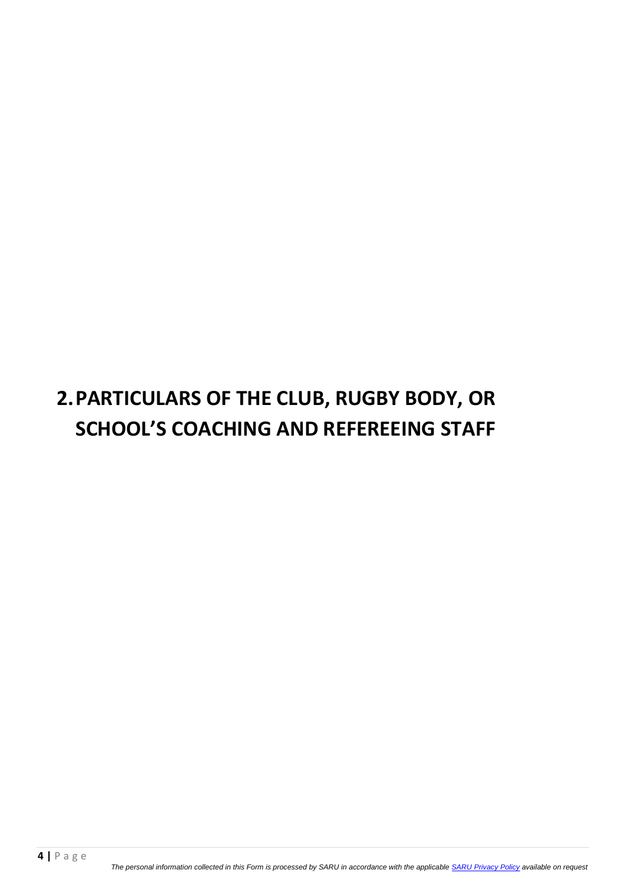# 2. PARTICULARS OF THE CLUB, RUGBY BODY, OR SCHOOL'S COACHING AND REFEREEING STAFF

*The personal information collected in this Form is processed by SARU in accordance with the applicable SARU Privacy Policy available on request*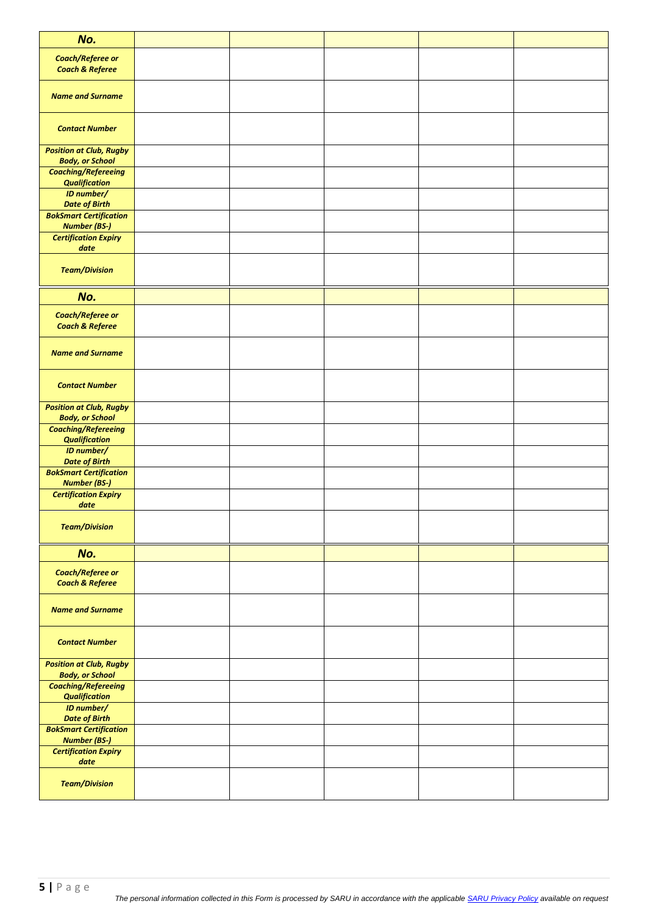| ***No.*** | | | | | |
|---|---|---|---|---|---|
| ***Coach/Referee or Coach & Referee*** | | | | | |
| ***Name and Surname*** | | | | | |
| ***Contact Number*** | | | | | |
| ***Position at Club, Rugby Body, or School*** | | | | | |
| ***Coaching/Refereeing Qualification*** | | | | | |
| ***ID number/ Date of Birth*** | | | | | |
| ***BokSmart Certification Number (BS-)*** | | | | | |
| ***Certification Expiry date*** | | | | | |
| ***Team/Division*** | | | | | |

| ***No.*** | | | | | |
|---|---|---|---|---|---|
| ***Coach/Referee or Coach & Referee*** | | | | | |
| ***Name and Surname*** | | | | | |
| ***Contact Number*** | | | | | |
| ***Position at Club, Rugby Body, or School*** | | | | | |
| ***Coaching/Refereeing Qualification*** | | | | | |
| ***ID number/ Date of Birth*** | | | | | |
| ***BokSmart Certification Number (BS-)*** | | | | | |
| ***Certification Expiry date*** | | | | | |
| ***Team/Division*** | | | | | |

| ***No.*** | | | | | |
|---|---|---|---|---|---|
| ***Coach/Referee or Coach & Referee*** | | | | | |
| ***Name and Surname*** | | | | | |
| ***Contact Number*** | | | | | |
| ***Position at Club, Rugby Body, or School*** | | | | | |
| ***Coaching/Refereeing Qualification*** | | | | | |
| ***ID number/ Date of Birth*** | | | | | |
| ***BokSmart Certification Number (BS-)*** | | | | | |
| ***Certification Expiry date*** | | | | | |
| ***Team/Division*** | | | | | |

*The personal information collected in this Form is processed by SARU in accordance with the applicable SARU Privacy Policy available on request*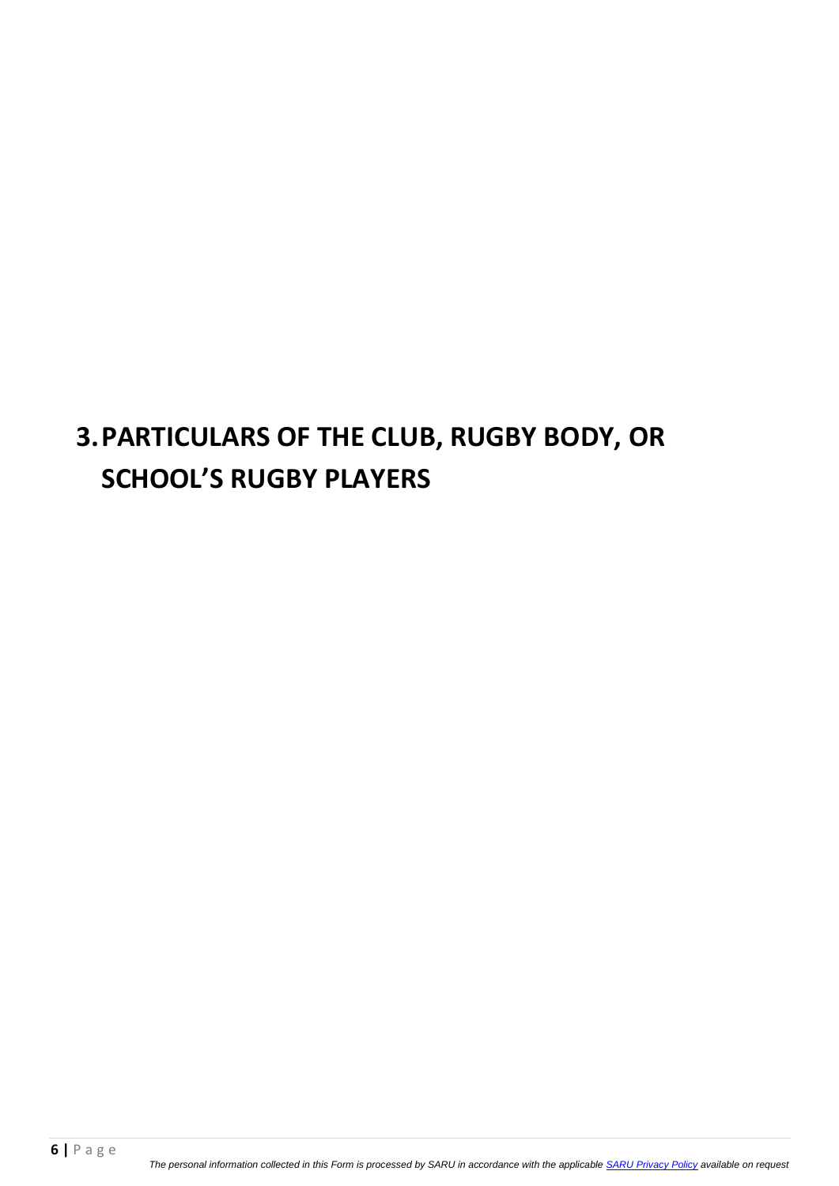# 3. PARTICULARS OF THE CLUB, RUGBY BODY, OR SCHOOL'S RUGBY PLAYERS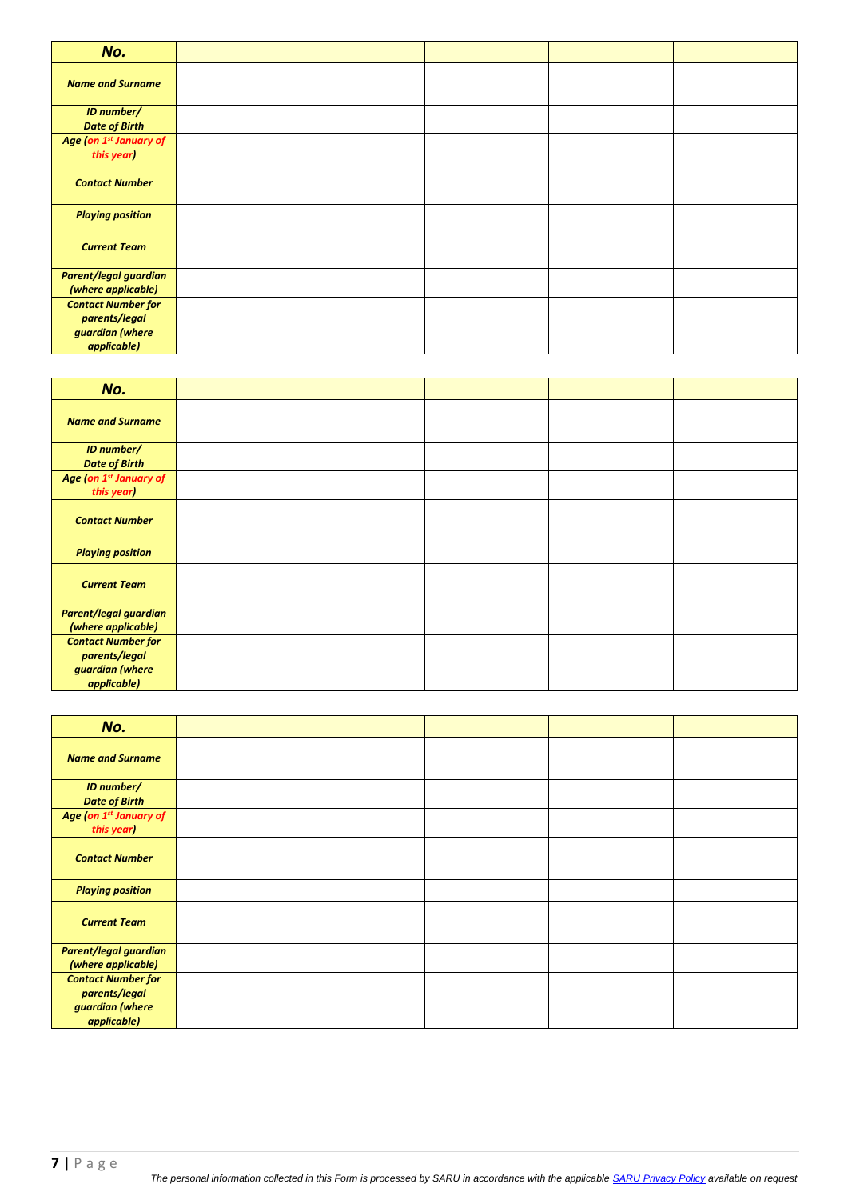| ***No.*** | | | | | |
|---|---|---|---|---|---|
| ***Name and Surname*** | | | | | |
| ***ID number/ Date of Birth*** | | | | | |
| ***Age (on 1st January of this year)*** | | | | | |
| ***Contact Number*** | | | | | |
| ***Playing position*** | | | | | |
| ***Current Team*** | | | | | |
| ***Parent/legal guardian (where applicable)*** | | | | | |
| ***Contact Number for parents/legal guardian (where applicable)*** | | | | | |

| ***No.*** | | | | | |
|---|---|---|---|---|---|
| ***Name and Surname*** | | | | | |
| ***ID number/ Date of Birth*** | | | | | |
| ***Age (on 1st January of this year)*** | | | | | |
| ***Contact Number*** | | | | | |
| ***Playing position*** | | | | | |
| ***Current Team*** | | | | | |
| ***Parent/legal guardian (where applicable)*** | | | | | |
| ***Contact Number for parents/legal guardian (where applicable)*** | | | | | |

| ***No.*** | | | | | |
|---|---|---|---|---|---|
| ***Name and Surname*** | | | | | |
| ***ID number/ Date of Birth*** | | | | | |
| ***Age (on 1st January of this year)*** | | | | | |
| ***Contact Number*** | | | | | |
| ***Playing position*** | | | | | |
| ***Current Team*** | | | | | |
| ***Parent/legal guardian (where applicable)*** | | | | | |
| ***Contact Number for parents/legal guardian (where applicable)*** | | | | | |

*The personal information collected in this Form is processed by SARU in accordance with the applicable [SARU Privacy Policy]() available on request*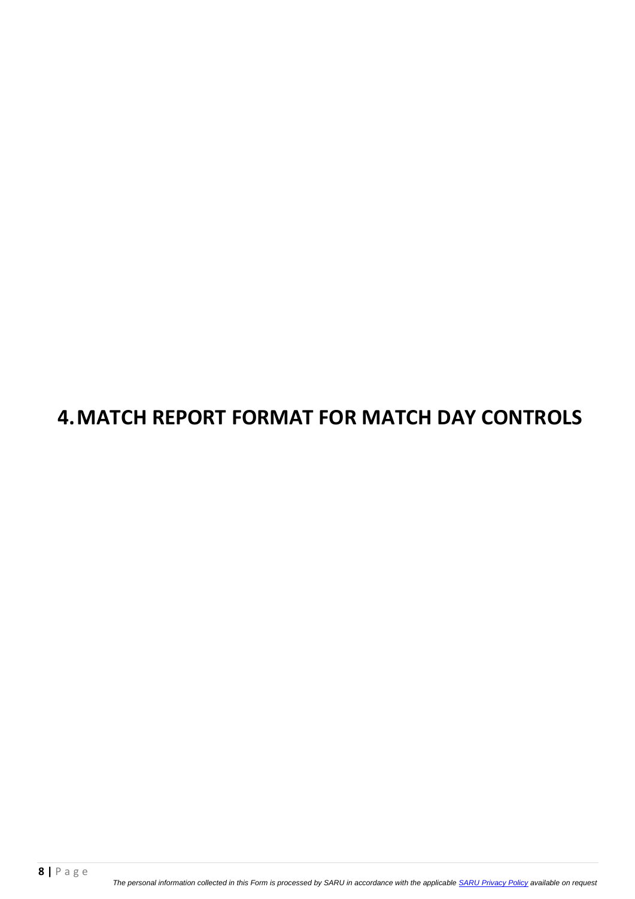# 4. MATCH REPORT FORMAT FOR MATCH DAY CONTROLS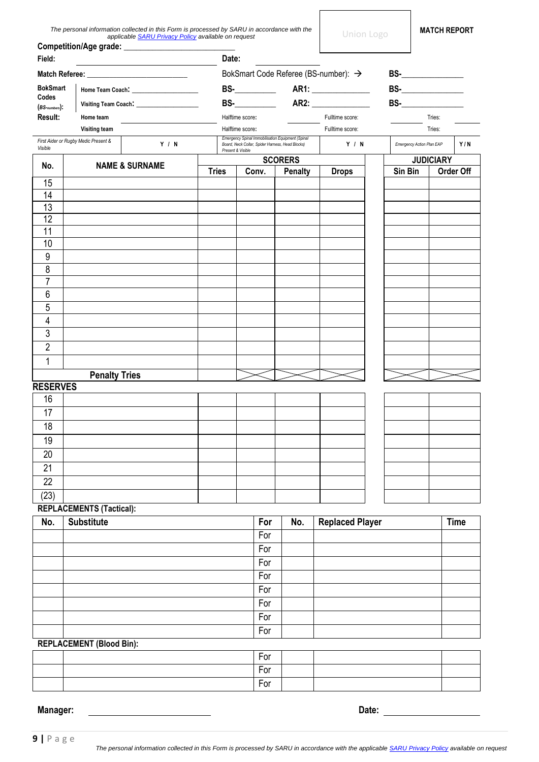*The personal information collected in this Form is processed by SARU in accordance with the applicable SARU Privacy Policy available on request*

Union Logo

**MATCH REPORT**

**Competition/Age grade:** ____________________

| **Field:** | | **Date:** | | | |
|---|---|---|---|---|---|
| **Match Referee:** ____________________ | | BokSmart Code Referee (BS-number): → | | | **BS-**__________ |
| **BokSmart Codes (BS-numbers):** | Home Team Coach: __________ | **BS-**________ | **AR1:** __________ | | **BS-**__________ |
| | Visiting Team Coach: __________ | **BS-**________ | **AR2:** __________ | | **BS-**__________ |
| **Result:** | Home team ________ | Halftime score: ____ | Fulltime score: ____ | | Tries: ____ |
| | Visiting team ________ | Halftime score: ____ | Fulltime score: ____ | | Tries: ____ |
| *First Aider or Rugby Medic Present & Visible* | Y / N | *Emergency Spinal Immobilisation Equipment (Spinal Board, Neck Collar, Spider Harness, Head Blocks) Present & Visible* | Y / N | *Emergency Action Plan EAP* | Y / N |

| No. | NAME & SURNAME | SCORERS | | | | JUDICIARY | |
|---|---|---|---|---|---|---|---|
| | | Tries | Conv. | Penalty | Drops | Sin Bin | Order Off |
| 15 | | | | | | | |
| 14 | | | | | | | |
| 13 | | | | | | | |
| 12 | | | | | | | |
| 11 | | | | | | | |
| 10 | | | | | | | |
| 9 | | | | | | | |
| 8 | | | | | | | |
| 7 | | | | | | | |
| 6 | | | | | | | |
| 5 | | | | | | | |
| 4 | | | | | | | |
| 3 | | | | | | | |
| 2 | | | | | | | |
| 1 | | | | | | | |
| | **Penalty Tries** | | X | X | X | X | X |

**RESERVES**

| No. | NAME & SURNAME | Tries | Conv. | Penalty | Drops | Sin Bin | Order Off |
|---|---|---|---|---|---|---|---|
| 16 | | | | | | | |
| 17 | | | | | | | |
| 18 | | | | | | | |
| 19 | | | | | | | |
| 20 | | | | | | | |
| 21 | | | | | | | |
| 22 | | | | | | | |
| (23) | | | | | | | |

**REPLACEMENTS (Tactical):**

| No. | Substitute | For | No. | Replaced Player | Time |
|---|---|---|---|---|---|
| | | For | | | |
| | | For | | | |
| | | For | | | |
| | | For | | | |
| | | For | | | |
| | | For | | | |
| | | For | | | |
| | | For | | | |

**REPLACEMENT (Blood Bin):**

| No. | Substitute | For | No. | Replaced Player | Time |
|---|---|---|---|---|---|
| | | For | | | |
| | | For | | | |
| | | For | | | |

**Manager:** ____________________ **Date:** ____________________

*The personal information collected in this Form is processed by SARU in accordance with the applicable SARU Privacy Policy available on request*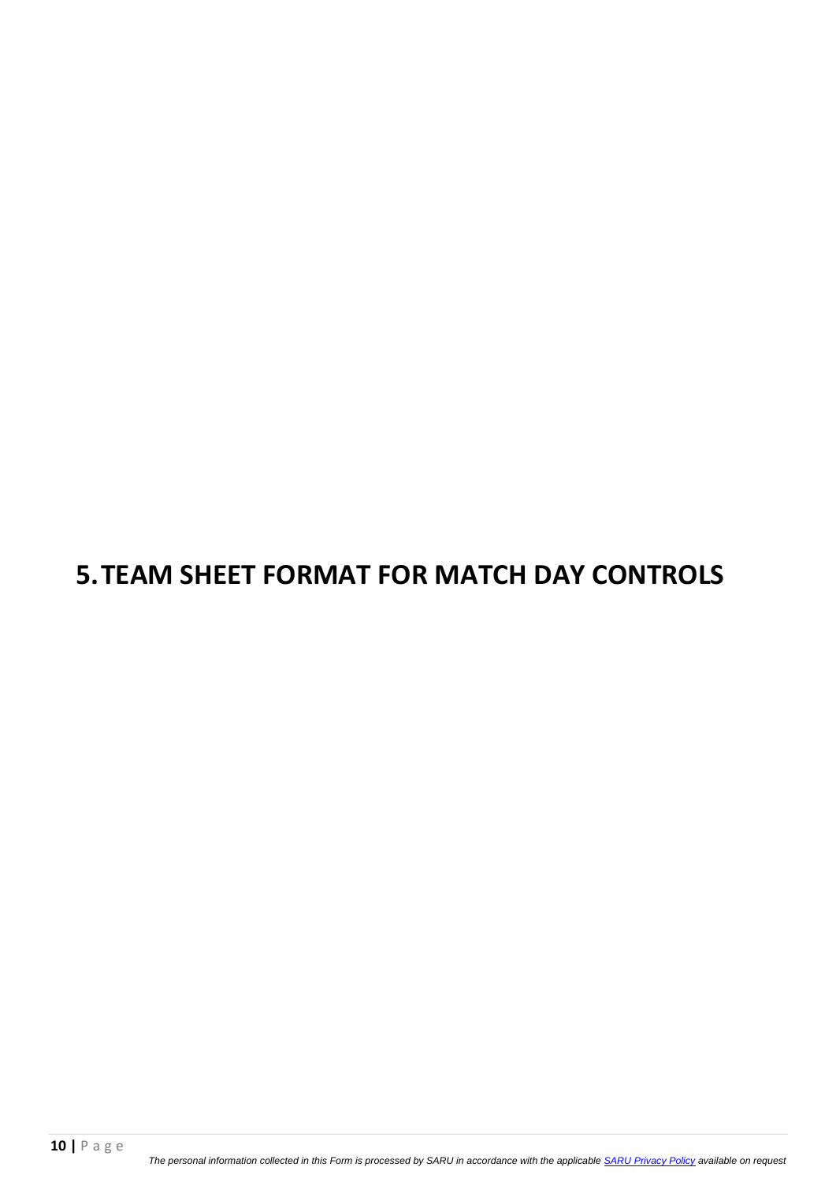# 5. TEAM SHEET FORMAT FOR MATCH DAY CONTROLS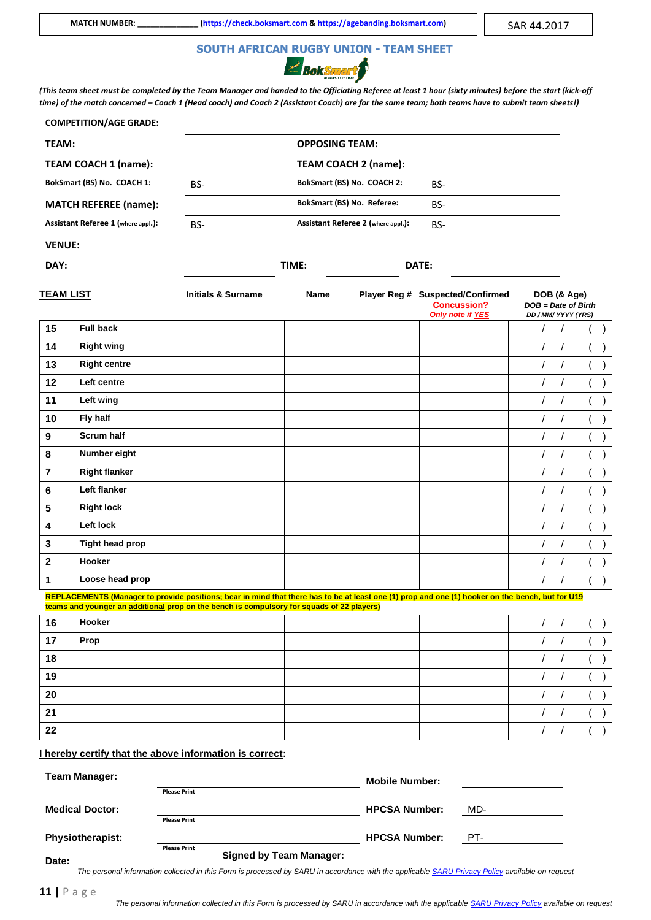MATCH NUMBER: _____________ (https://check.boksmart.com & https://agebanding.boksmart.com)

SAR 44.2017

## SOUTH AFRICAN RUGBY UNION - TEAM SHEET

*(This team sheet must be completed by the Team Manager and handed to the Officiating Referee at least 1 hour (sixty minutes) before the start (kick-off time) of the match concerned – Coach 1 (Head coach) and Coach 2 (Assistant Coach) are for the same team; both teams have to submit team sheets!)*

**COMPETITION/AGE GRADE:**

| | | | |
|---|---|---|---|
| **TEAM:** | | **OPPOSING TEAM:** | |
| **TEAM COACH 1 (name):** | | **TEAM COACH 2 (name):** | |
| **BokSmart (BS) No. COACH 1:** | BS- | **BokSmart (BS) No. COACH 2:** | BS- |
| **MATCH REFEREE (name):** | | **BokSmart (BS) No. Referee:** | BS- |
| **Assistant Referee 1 (where appl.):** | BS- | **Assistant Referee 2 (where appl.):** | BS- |
| **VENUE:** | | | |
| **DAY:** | | **TIME:** | **DATE:** |

| **TEAM LIST** | | **Initials & Surname** | **Name** | **Player Reg #** | **Suspected/Confirmed Concussion?** *Only note if YES* | **DOB (& Age)** *DOB = Date of Birth DD / MM/ YYYY (YRS)* |
|---|---|---|---|---|---|---|
| **15** | **Full back** | | | | | / / ( ) |
| **14** | **Right wing** | | | | | / / ( ) |
| **13** | **Right centre** | | | | | / / ( ) |
| **12** | **Left centre** | | | | | / / ( ) |
| **11** | **Left wing** | | | | | / / ( ) |
| **10** | **Fly half** | | | | | / / ( ) |
| **9** | **Scrum half** | | | | | / / ( ) |
| **8** | **Number eight** | | | | | / / ( ) |
| **7** | **Right flanker** | | | | | / / ( ) |
| **6** | **Left flanker** | | | | | / / ( ) |
| **5** | **Right lock** | | | | | / / ( ) |
| **4** | **Left lock** | | | | | / / ( ) |
| **3** | **Tight head prop** | | | | | / / ( ) |
| **2** | **Hooker** | | | | | / / ( ) |
| **1** | **Loose head prop** | | | | | / / ( ) |

**REPLACEMENTS (Manager to provide positions; bear in mind that there has to be at least one (1) prop and one (1) hooker on the bench, but for U19 teams and younger an additional prop on the bench is compulsory for squads of 22 players)**

| | | | | | | |
|---|---|---|---|---|---|---|
| **16** | **Hooker** | | | | | / / ( ) |
| **17** | **Prop** | | | | | / / ( ) |
| **18** | | | | | | / / ( ) |
| **19** | | | | | | / / ( ) |
| **20** | | | | | | / / ( ) |
| **21** | | | | | | / / ( ) |
| **22** | | | | | | / / ( ) |

**I hereby certify that the above information is correct:**

**Team Manager:** ______________________ (Please Print) **Mobile Number:** ______________

**Medical Doctor:** ______________________ (Please Print) **HPCSA Number:** MD-

**Physiotherapist:** ______________________ (Please Print) **HPCSA Number:** PT-

**Date:** ______________ **Signed by Team Manager:** ______________________

*The personal information collected in this Form is processed by SARU in accordance with the applicable SARU Privacy Policy available on request*

*The personal information collected in this Form is processed by SARU in accordance with the applicable SARU Privacy Policy available on request*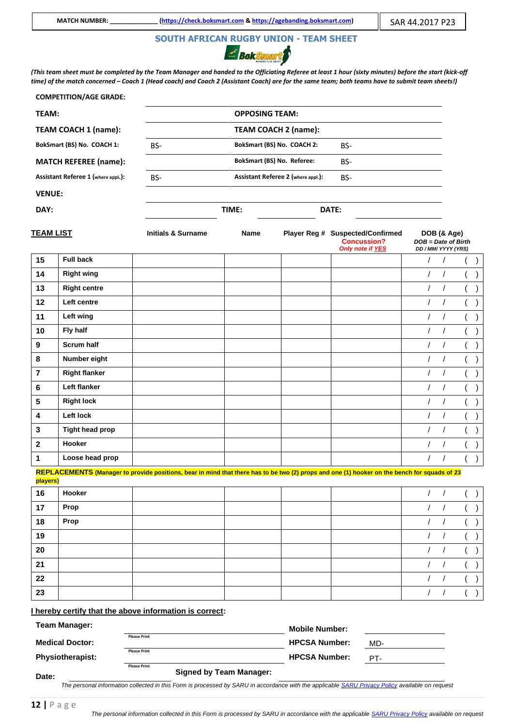| MATCH NUMBER: ______________ (https://check.boksmart.com & https://agebanding.boksmart.com) | SAR 44.2017 P23 |
|---|---|

## SOUTH AFRICAN RUGBY UNION - TEAM SHEET

*(This team sheet must be completed by the Team Manager and handed to the Officiating Referee at least 1 hour (sixty minutes) before the start (kick-off time) of the match concerned – Coach 1 (Head coach) and Coach 2 (Assistant Coach) are for the same team; both teams have to submit team sheets!)*

| | | | |
|---|---|---|---|
| **COMPETITION/AGE GRADE:** | | | |
| **TEAM:** | | **OPPOSING TEAM:** | |
| **TEAM COACH 1 (name):** | | **TEAM COACH 2 (name):** | |
| **BokSmart (BS) No. COACH 1:** | BS- | **BokSmart (BS) No. COACH 2:** | BS- |
| **MATCH REFEREE (name):** | | **BokSmart (BS) No. Referee:** | BS- |
| **Assistant Referee 1 (where appl.):** | BS- | **Assistant Referee 2 (where appl.):** | BS- |
| **VENUE:** | | | |
| **DAY:** | **TIME:** | **DATE:** | |

| **TEAM LIST** | | **Initials & Surname** | **Name** | **Player Reg #** | **Suspected/Confirmed Concussion?** *Only note if YES* | **DOB (& Age)** *DOB = Date of Birth DD / MM/ YYYY (YRS)* |
|---|---|---|---|---|---|---|
| **15** | **Full back** | | | | | / / ( ) |
| **14** | **Right wing** | | | | | / / ( ) |
| **13** | **Right centre** | | | | | / / ( ) |
| **12** | **Left centre** | | | | | / / ( ) |
| **11** | **Left wing** | | | | | / / ( ) |
| **10** | **Fly half** | | | | | / / ( ) |
| **9** | **Scrum half** | | | | | / / ( ) |
| **8** | **Number eight** | | | | | / / ( ) |
| **7** | **Right flanker** | | | | | / / ( ) |
| **6** | **Left flanker** | | | | | / / ( ) |
| **5** | **Right lock** | | | | | / / ( ) |
| **4** | **Left lock** | | | | | / / ( ) |
| **3** | **Tight head prop** | | | | | / / ( ) |
| **2** | **Hooker** | | | | | / / ( ) |
| **1** | **Loose head prop** | | | | | / / ( ) |

**REPLACEMENTS (Manager to provide positions, bear in mind that there has to be two (2) props and one (1) hooker on the bench for squads of 23 players)**

| | | | | | | |
|---|---|---|---|---|---|---|
| **16** | **Hooker** | | | | | / / ( ) |
| **17** | **Prop** | | | | | / / ( ) |
| **18** | **Prop** | | | | | / / ( ) |
| **19** | | | | | | / / ( ) |
| **20** | | | | | | / / ( ) |
| **21** | | | | | | / / ( ) |
| **22** | | | | | | / / ( ) |
| **23** | | | | | | / / ( ) |

**I hereby certify that the above information is correct:**

| | | | |
|---|---|---|---|
| **Team Manager:** | Please Print | **Mobile Number:** | |
| **Medical Doctor:** | Please Print | **HPCSA Number:** | MD- |
| **Physiotherapist:** | Please Print | **HPCSA Number:** | PT- |
| **Date:** | | **Signed by Team Manager:** | |

*The personal information collected in this Form is processed by SARU in accordance with the applicable SARU Privacy Policy available on request*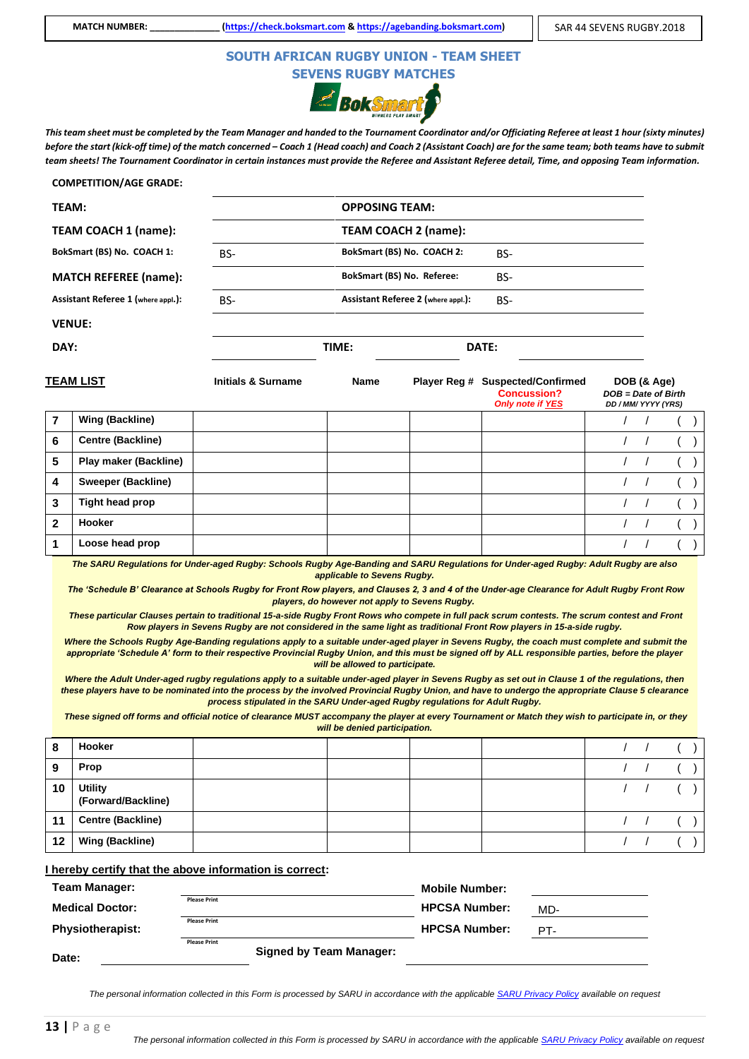MATCH NUMBER: _____________ (https://check.boksmart.com & https://agebanding.boksmart.com)

SAR 44 SEVENS RUGBY.2018

## SOUTH AFRICAN RUGBY UNION - TEAM SHEET
## SEVENS RUGBY MATCHES

***This team sheet must be completed by the Team Manager and handed to the Tournament Coordinator and/or Officiating Referee at least 1 hour (sixty minutes) before the start (kick-off time) of the match concerned – Coach 1 (Head coach) and Coach 2 (Assistant Coach) are for the same team; both teams have to submit team sheets! The Tournament Coordinator in certain instances must provide the Referee and Assistant Referee detail, Time, and opposing Team information.***

**COMPETITION/AGE GRADE:**

| | | | |
|---|---|---|---|
| **TEAM:** | | **OPPOSING TEAM:** | |
| **TEAM COACH 1 (name):** | | **TEAM COACH 2 (name):** | |
| **BokSmart (BS) No. COACH 1:** | BS- | **BokSmart (BS) No. COACH 2:** | BS- |
| **MATCH REFEREE (name):** | | **BokSmart (BS) No. Referee:** | BS- |
| **Assistant Referee 1 (where appl.):** | BS- | **Assistant Referee 2 (where appl.):** | BS- |
| **VENUE:** | | | |
| **DAY:** | **TIME:** | **DATE:** | |

| **TEAM LIST** | | **Initials & Surname** | **Name** | **Player Reg #** | **Suspected/Confirmed Concussion?** *Only note if YES* | **DOB (& Age)** *DOB = Date of Birth DD / MM/ YYYY (YRS)* |
|---|---|---|---|---|---|---|
| 7 | Wing (Backline) | | | | | / / ( ) |
| 6 | Centre (Backline) | | | | | / / ( ) |
| 5 | Play maker (Backline) | | | | | / / ( ) |
| 4 | Sweeper (Backline) | | | | | / / ( ) |
| 3 | Tight head prop | | | | | / / ( ) |
| 2 | Hooker | | | | | / / ( ) |
| 1 | Loose head prop | | | | | / / ( ) |

***The SARU Regulations for Under-aged Rugby: Schools Rugby Age-Banding and SARU Regulations for Under-aged Rugby: Adult Rugby are also applicable to Sevens Rugby.***

***The 'Schedule B' Clearance at Schools Rugby for Front Row players, and Clauses 2, 3 and 4 of the Under-age Clearance for Adult Rugby Front Row players, do however not apply to Sevens Rugby.***

***These particular Clauses pertain to traditional 15-a-side Rugby Front Rows who compete in full pack scrum contests. The scrum contest and Front Row players in Sevens Rugby are not considered in the same light as traditional Front Row players in 15-a-side rugby.***

***Where the Schools Rugby Age-Banding regulations apply to a suitable under-aged player in Sevens Rugby, the coach must complete and submit the appropriate 'Schedule A' form to their respective Provincial Rugby Union, and this must be signed off by ALL responsible parties, before the player will be allowed to participate.***

***Where the Adult Under-aged rugby regulations apply to a suitable under-aged player in Sevens Rugby as set out in Clause 1 of the regulations, then these players have to be nominated into the process by the involved Provincial Rugby Union, and have to undergo the appropriate Clause 5 clearance process stipulated in the SARU Under-aged Rugby regulations for Adult Rugby.***

***These signed off forms and official notice of clearance MUST accompany the player at every Tournament or Match they wish to participate in, or they will be denied participation.***

| | | | | | | |
|---|---|---|---|---|---|---|
| 8 | Hooker | | | | | / / ( ) |
| 9 | Prop | | | | | / / ( ) |
| 10 | Utility (Forward/Backline) | | | | | / / ( ) |
| 11 | Centre (Backline) | | | | | / / ( ) |
| 12 | Wing (Backline) | | | | | / / ( ) |

**I hereby certify that the above information is correct:**

| | | | |
|---|---|---|---|
| **Team Manager:** | Please Print | **Mobile Number:** | |
| **Medical Doctor:** | Please Print | **HPCSA Number:** | MD- |
| **Physiotherapist:** | Please Print | **HPCSA Number:** | PT- |
| **Date:** | | **Signed by Team Manager:** | |

*The personal information collected in this Form is processed by SARU in accordance with the applicable SARU Privacy Policy available on request*

*The personal information collected in this Form is processed by SARU in accordance with the applicable SARU Privacy Policy available on request*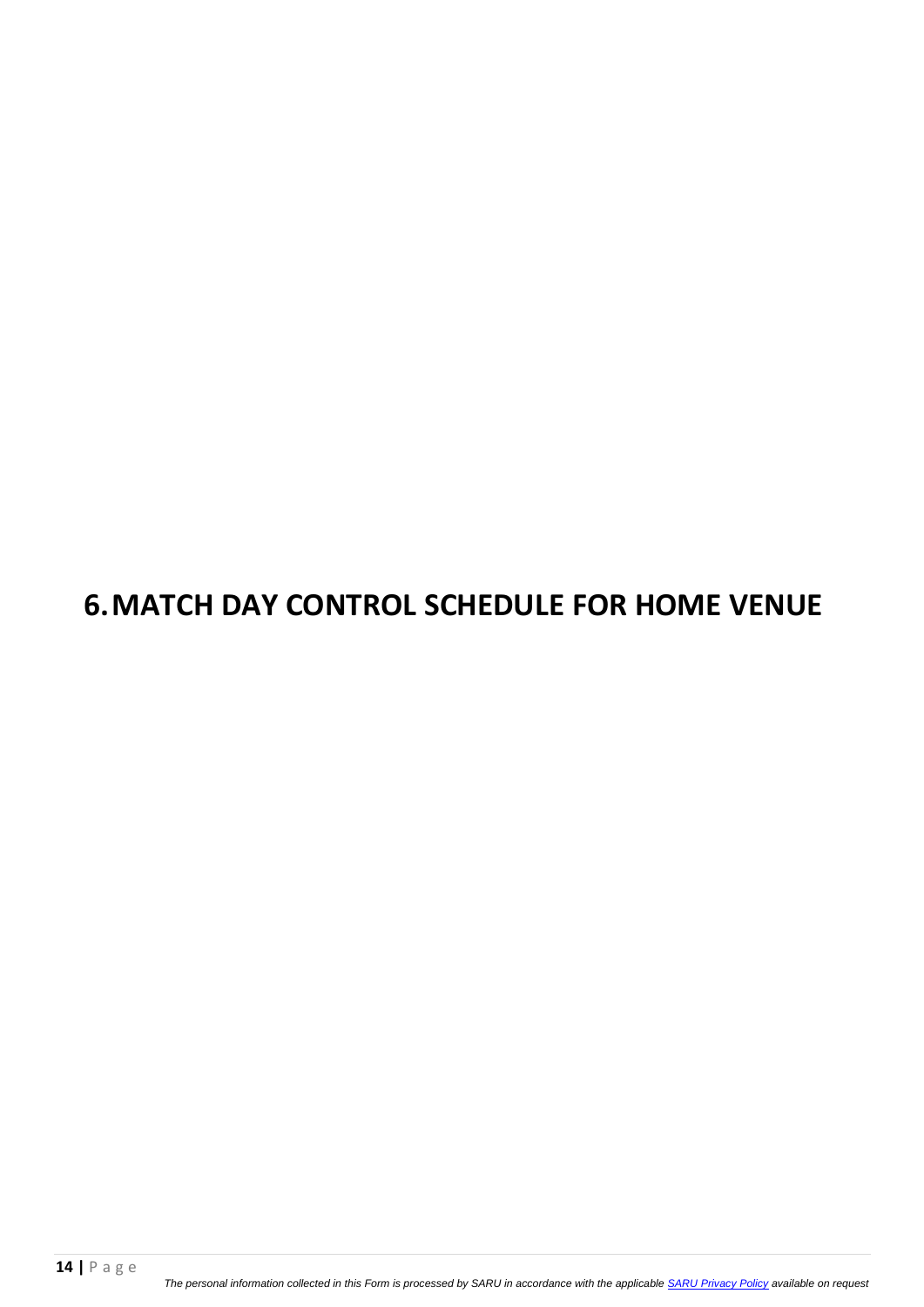# 6. MATCH DAY CONTROL SCHEDULE FOR HOME VENUE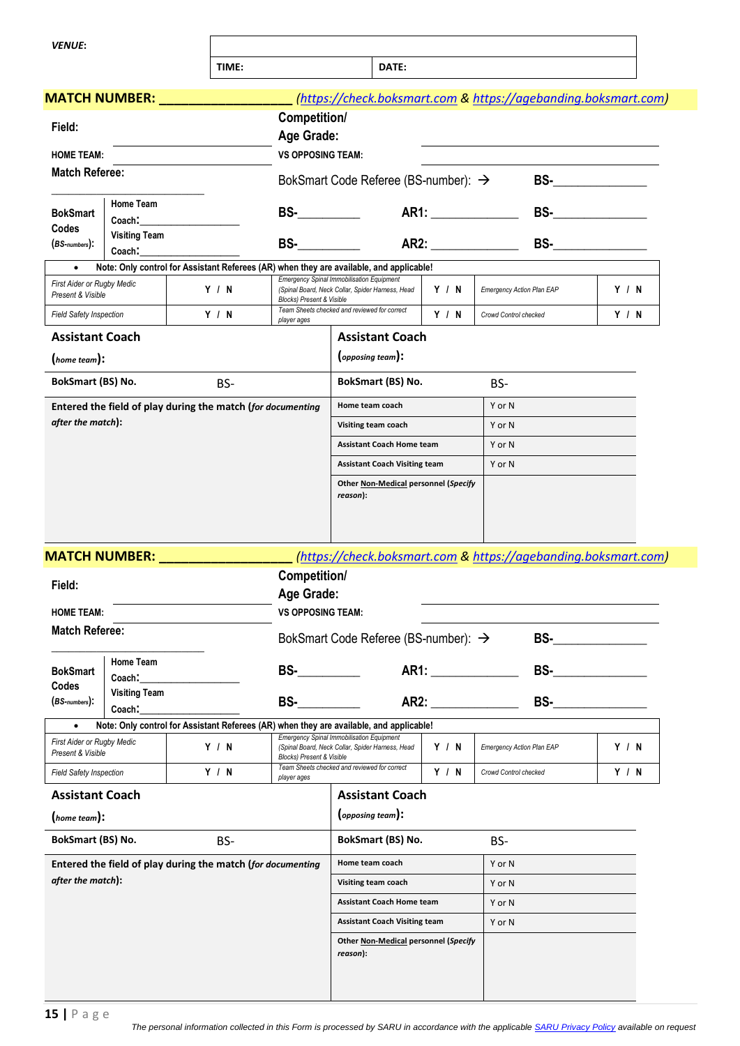| VENUE: | | |
|---|---|---|
| | TIME: | DATE: |

**MATCH NUMBER: __________________** *(https://check.boksmart.com & https://agebanding.boksmart.com)*

**Field:** **Competition/ Age Grade:**

**HOME TEAM:** __________________ **VS OPPOSING TEAM:** __________________

**Match Referee:** __________________ BokSmart Code Referee (BS-number): → **BS-**______________

| **BokSmart Codes (*BS-numbers*):** | **Home Team Coach:**__________________ | **BS-**__________ | **AR1:** ______________ | **BS-**______________ |
|---|---|---|---|---|
| | **Visiting Team Coach:**__________________ | **BS-**__________ | **AR2:** ______________ | **BS-**______________ |

- **Note: Only control for Assistant Referees (AR) when they are available, and applicable!**

| | | | | | |
|---|---|---|---|---|---|
| *First Aider or Rugby Medic Present & Visible* | **Y / N** | *Emergency Spinal Immobilisation Equipment (Spinal Board, Neck Collar, Spider Harness, Head Blocks) Present & Visible* | **Y / N** | *Emergency Action Plan EAP* | **Y / N** |
| *Field Safety Inspection* | **Y / N** | *Team Sheets checked and reviewed for correct player ages* | **Y / N** | *Crowd Control checked* | **Y / N** |

| **Assistant Coach (*home team*):** | | **Assistant Coach (*opposing team*):** | |
|---|---|---|---|
| **BokSmart (BS) No.** | BS- | **BokSmart (BS) No.** | BS- |
| **Entered the field of play during the match (*for documenting after the match*):** | | **Home team coach** | Y or N |
| | | **Visiting team coach** | Y or N |
| | | **Assistant Coach Home team** | Y or N |
| | | **Assistant Coach Visiting team** | Y or N |
| | | **Other Non-Medical personnel (*Specify reason*):** | |

**MATCH NUMBER: __________________** *(https://check.boksmart.com & https://agebanding.boksmart.com)*

**Field:** **Competition/ Age Grade:**

**HOME TEAM:** __________________ **VS OPPOSING TEAM:** __________________

**Match Referee:** __________________ BokSmart Code Referee (BS-number): → **BS-**______________

| **BokSmart Codes (*BS-numbers*):** | **Home Team Coach:**__________________ | **BS-**__________ | **AR1:** ______________ | **BS-**______________ |
|---|---|---|---|---|
| | **Visiting Team Coach:**__________________ | **BS-**__________ | **AR2:** ______________ | **BS-**______________ |

- **Note: Only control for Assistant Referees (AR) when they are available, and applicable!**

| | | | | | |
|---|---|---|---|---|---|
| *First Aider or Rugby Medic Present & Visible* | **Y / N** | *Emergency Spinal Immobilisation Equipment (Spinal Board, Neck Collar, Spider Harness, Head Blocks) Present & Visible* | **Y / N** | *Emergency Action Plan EAP* | **Y / N** |
| *Field Safety Inspection* | **Y / N** | *Team Sheets checked and reviewed for correct player ages* | **Y / N** | *Crowd Control checked* | **Y / N** |

| **Assistant Coach (*home team*):** | | **Assistant Coach (*opposing team*):** | |
|---|---|---|---|
| **BokSmart (BS) No.** | BS- | **BokSmart (BS) No.** | BS- |
| **Entered the field of play during the match (*for documenting after the match*):** | | **Home team coach** | Y or N |
| | | **Visiting team coach** | Y or N |
| | | **Assistant Coach Home team** | Y or N |
| | | **Assistant Coach Visiting team** | Y or N |
| | | **Other Non-Medical personnel (*Specify reason*):** | |

*The personal information collected in this Form is processed by SARU in accordance with the applicable SARU Privacy Policy available on request*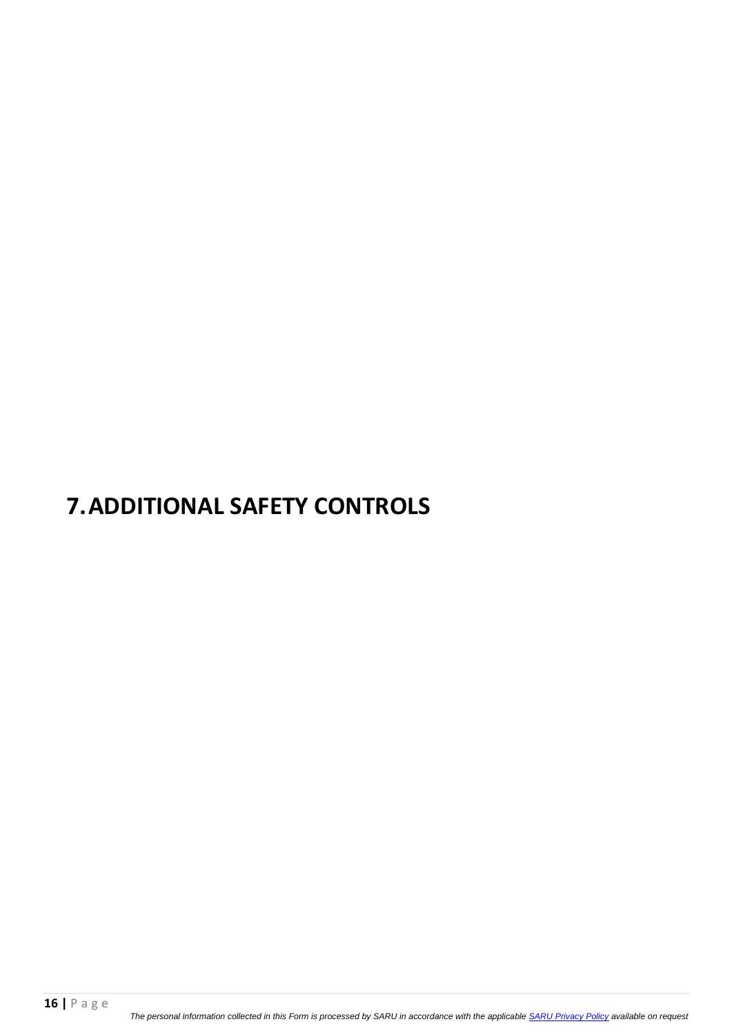# 7. ADDITIONAL SAFETY CONTROLS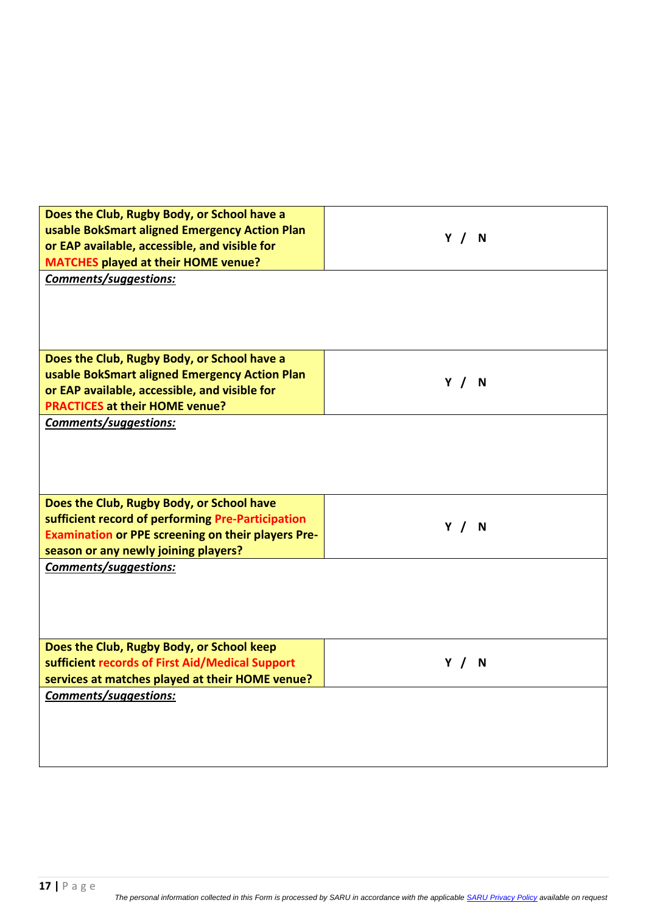| Question | Response |
|---|---|
| **Does the Club, Rugby Body, or School have a usable BokSmart aligned Emergency Action Plan or EAP available, accessible, and visible for MATCHES played at their HOME venue?** | **Y / N** |
| ***Comments/suggestions:*** | |
| **Does the Club, Rugby Body, or School have a usable BokSmart aligned Emergency Action Plan or EAP available, accessible, and visible for PRACTICES at their HOME venue?** | **Y / N** |
| ***Comments/suggestions:*** | |
| **Does the Club, Rugby Body, or School have sufficient record of performing Pre-Participation Examination or PPE screening on their players Pre-season or any newly joining players?** | **Y / N** |
| ***Comments/suggestions:*** | |
| **Does the Club, Rugby Body, or School keep sufficient records of First Aid/Medical Support services at matches played at their HOME venue?** | **Y / N** |
| ***Comments/suggestions:*** | |

*The personal information collected in this Form is processed by SARU in accordance with the applicable SARU Privacy Policy available on request*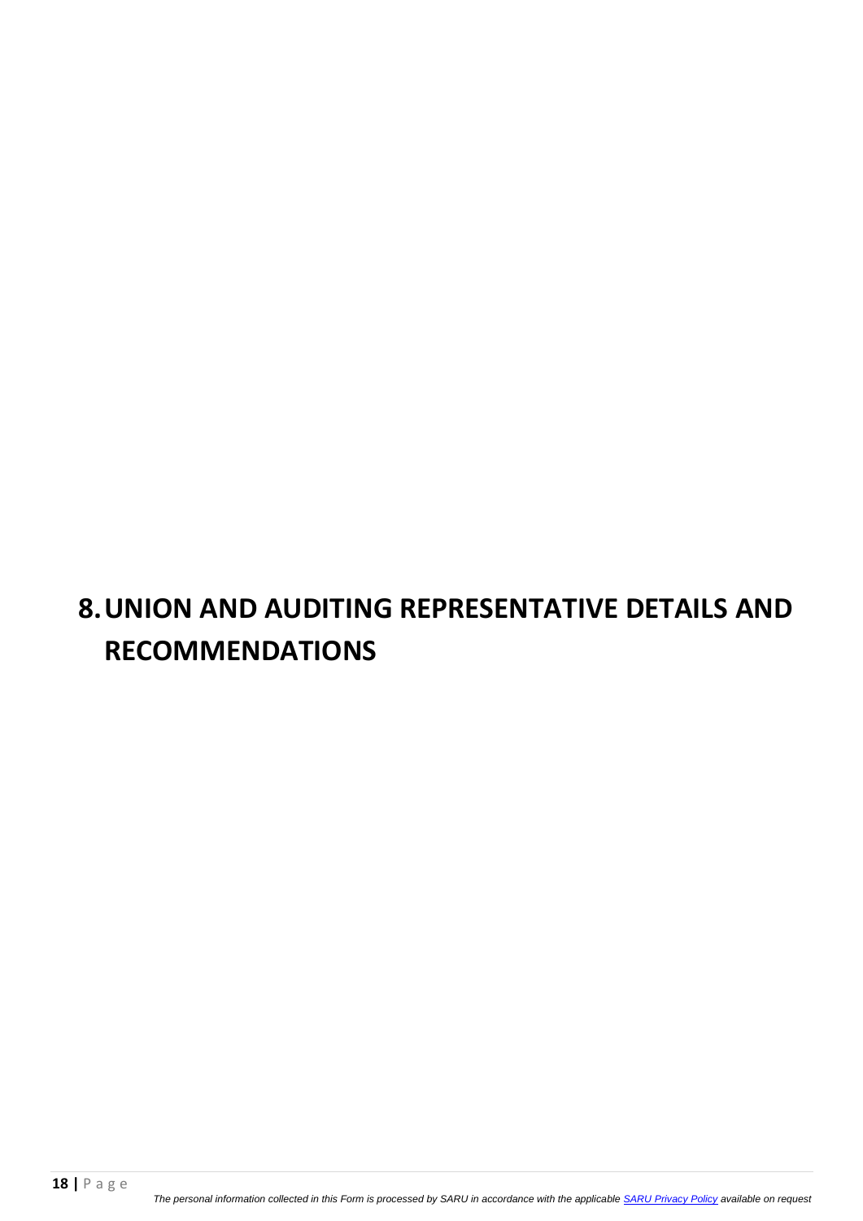# 8. UNION AND AUDITING REPRESENTATIVE DETAILS AND RECOMMENDATIONS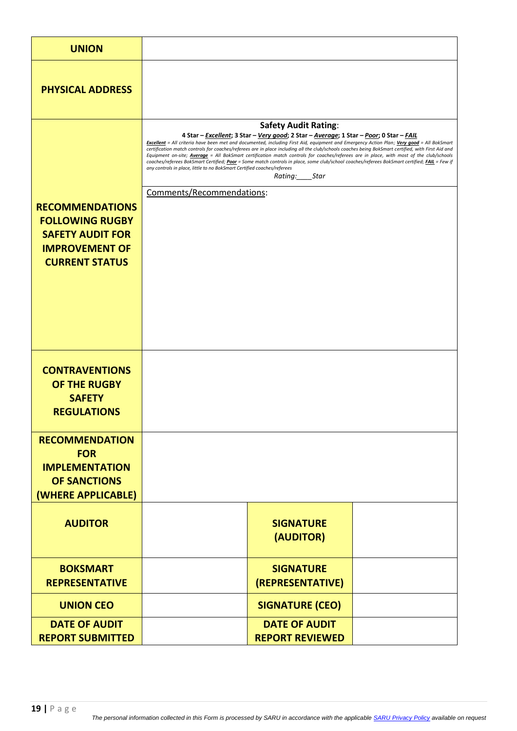| | | | |
|---|---|---|---|
| **UNION** | | | |
| **PHYSICAL ADDRESS** | | | |
| **RECOMMENDATIONS FOLLOWING RUGBY SAFETY AUDIT FOR IMPROVEMENT OF CURRENT STATUS** | **Safety Audit Rating**:<br>**4 Star – *Excellent*; 3 Star – *Very good*; 2 Star – *Average*; 1 Star – *Poor*; 0 Star – *FAIL***<br>***Excellent*** *= All criteria have been met and documented, including First Aid, equipment and Emergency Action Plan;* ***Very good*** *= All BokSmart certification match controls for coaches/referees are in place including all the club/schools coaches being BokSmart certified, with First Aid and Equipment on-site;* ***Average*** *= All BokSmart certification match controls for coaches/referees are in place, with most of the club/schools coaches/referees BokSmart Certified;* ***Poor*** *= Some match controls in place, some club/school coaches/referees BokSmart certified;* ***FAIL*** *= Few if any controls in place, little to no BokSmart Certified coaches/referees*<br>*Rating:\_\_\_\_Star*<br><br>Comments/Recommendations: | | |
| **CONTRAVENTIONS OF THE RUGBY SAFETY REGULATIONS** | | | |
| **RECOMMENDATION FOR IMPLEMENTATION OF SANCTIONS (WHERE APPLICABLE)** | | | |
| **AUDITOR** | | **SIGNATURE (AUDITOR)** | |
| **BOKSMART REPRESENTATIVE** | | **SIGNATURE (REPRESENTATIVE)** | |
| **UNION CEO** | | **SIGNATURE (CEO)** | |
| **DATE OF AUDIT REPORT SUBMITTED** | | **DATE OF AUDIT REPORT REVIEWED** | |

*The personal information collected in this Form is processed by SARU in accordance with the applicable [SARU Privacy Policy]() available on request*